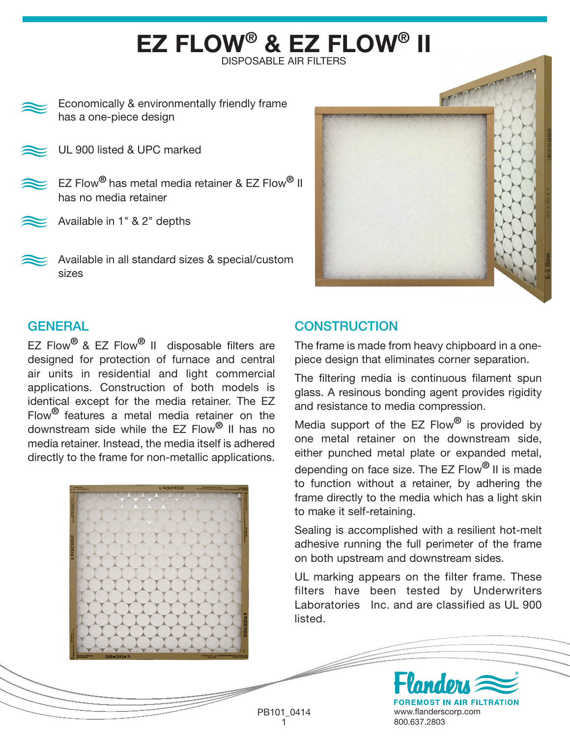# EZ FLOW® & EZ FLOW® II

DISPOSABLE AIR FILTERS

- Economically & environmentally friendly frame has a one-piece design
- UL 900 listed & UPC marked
- EZ Flow® has metal media retainer & EZ Flow® II has no media retainer
- Available in 1" & 2" depths
- Available in all standard sizes & special/custom sizes

## GENERAL

EZ Flow® & EZ Flow® II disposable filters are designed for protection of furnace and central air units in residential and light commercial applications. Construction of both models is identical except for the media retainer. The EZ Flow® features a metal media retainer on the downstream side while the EZ Flow® II has no media retainer. Instead, the media itself is adhered directly to the frame for non-metallic applications.

## CONSTRUCTION

The frame is made from heavy chipboard in a one-piece design that eliminates corner separation.

The filtering media is continuous filament spun glass. A resinous bonding agent provides rigidity and resistance to media compression.

Media support of the EZ Flow® is provided by one metal retainer on the downstream side, either punched metal plate or expanded metal, depending on face size. The EZ Flow® II is made to function without a retainer, by adhering the frame directly to the media which has a light skin to make it self-retaining.

Sealing is accomplished with a resilient hot-melt adhesive running the full perimeter of the frame on both upstream and downstream sides.

UL marking appears on the filter frame. These filters have been tested by Underwriters Laboratories Inc. and are classified as UL 900 listed.

PB101_0414

Flanders®
FOREMOST IN AIR FILTRATION
www.flanderscorp.com
800.637.2803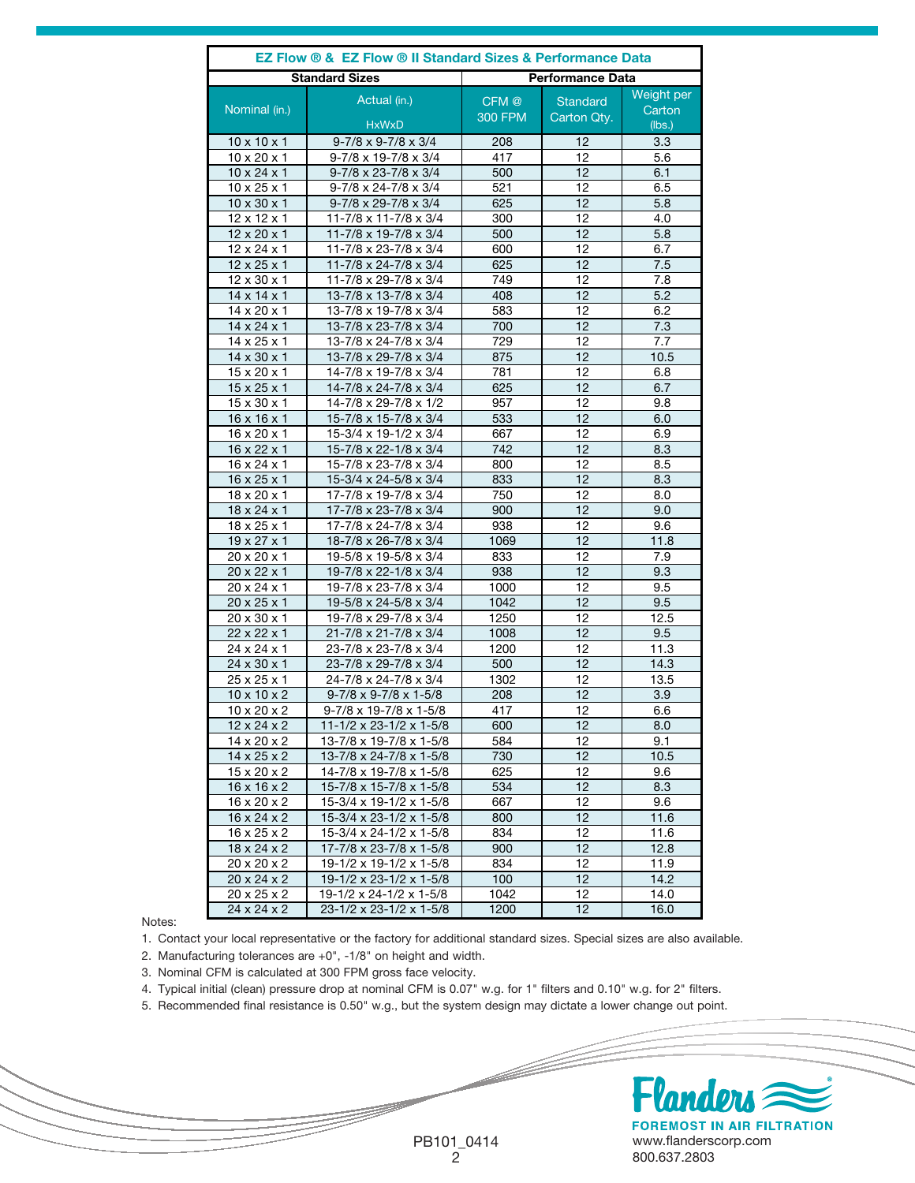| EZ Flow ® & EZ Flow ® II Standard Sizes & Performance Data | | | | |
|---|---|---|---|---|
| Standard Sizes | | Performance Data | | |
| Nominal (in.) | Actual (in.) HxWxD | CFM @ 300 FPM | Standard Carton Qty. | Weight per Carton (lbs.) |
| 10 x 10 x 1 | 9-7/8 x 9-7/8 x 3/4 | 208 | 12 | 3.3 |
| 10 x 20 x 1 | 9-7/8 x 19-7/8 x 3/4 | 417 | 12 | 5.6 |
| 10 x 24 x 1 | 9-7/8 x 23-7/8 x 3/4 | 500 | 12 | 6.1 |
| 10 x 25 x 1 | 9-7/8 x 24-7/8 x 3/4 | 521 | 12 | 6.5 |
| 10 x 30 x 1 | 9-7/8 x 29-7/8 x 3/4 | 625 | 12 | 5.8 |
| 12 x 12 x 1 | 11-7/8 x 11-7/8 x 3/4 | 300 | 12 | 4.0 |
| 12 x 20 x 1 | 11-7/8 x 19-7/8 x 3/4 | 500 | 12 | 5.8 |
| 12 x 24 x 1 | 11-7/8 x 23-7/8 x 3/4 | 600 | 12 | 6.7 |
| 12 x 25 x 1 | 11-7/8 x 24-7/8 x 3/4 | 625 | 12 | 7.5 |
| 12 x 30 x 1 | 11-7/8 x 29-7/8 x 3/4 | 749 | 12 | 7.8 |
| 14 x 14 x 1 | 13-7/8 x 13-7/8 x 3/4 | 408 | 12 | 5.2 |
| 14 x 20 x 1 | 13-7/8 x 19-7/8 x 3/4 | 583 | 12 | 6.2 |
| 14 x 24 x 1 | 13-7/8 x 23-7/8 x 3/4 | 700 | 12 | 7.3 |
| 14 x 25 x 1 | 13-7/8 x 24-7/8 x 3/4 | 729 | 12 | 7.7 |
| 14 x 30 x 1 | 13-7/8 x 29-7/8 x 3/4 | 875 | 12 | 10.5 |
| 15 x 20 x 1 | 14-7/8 x 19-7/8 x 3/4 | 781 | 12 | 6.8 |
| 15 x 25 x 1 | 14-7/8 x 24-7/8 x 3/4 | 625 | 12 | 6.7 |
| 15 x 30 x 1 | 14-7/8 x 29-7/8 x 1/2 | 957 | 12 | 9.8 |
| 16 x 16 x 1 | 15-7/8 x 15-7/8 x 3/4 | 533 | 12 | 6.0 |
| 16 x 20 x 1 | 15-3/4 x 19-1/2 x 3/4 | 667 | 12 | 6.9 |
| 16 x 22 x 1 | 15-7/8 x 22-1/8 x 3/4 | 742 | 12 | 8.3 |
| 16 x 24 x 1 | 15-7/8 x 23-7/8 x 3/4 | 800 | 12 | 8.5 |
| 16 x 25 x 1 | 15-3/4 x 24-5/8 x 3/4 | 833 | 12 | 8.3 |
| 18 x 20 x 1 | 17-7/8 x 19-7/8 x 3/4 | 750 | 12 | 8.0 |
| 18 x 24 x 1 | 17-7/8 x 23-7/8 x 3/4 | 900 | 12 | 9.0 |
| 18 x 25 x 1 | 17-7/8 x 24-7/8 x 3/4 | 938 | 12 | 9.6 |
| 19 x 27 x 1 | 18-7/8 x 26-7/8 x 3/4 | 1069 | 12 | 11.8 |
| 20 x 20 x 1 | 19-5/8 x 19-5/8 x 3/4 | 833 | 12 | 7.9 |
| 20 x 22 x 1 | 19-7/8 x 22-1/8 x 3/4 | 938 | 12 | 9.3 |
| 20 x 24 x 1 | 19-7/8 x 23-7/8 x 3/4 | 1000 | 12 | 9.5 |
| 20 x 25 x 1 | 19-5/8 x 24-5/8 x 3/4 | 1042 | 12 | 9.5 |
| 20 x 30 x 1 | 19-7/8 x 29-7/8 x 3/4 | 1250 | 12 | 12.5 |
| 22 x 22 x 1 | 21-7/8 x 21-7/8 x 3/4 | 1008 | 12 | 9.5 |
| 24 x 24 x 1 | 23-7/8 x 23-7/8 x 3/4 | 1200 | 12 | 11.3 |
| 24 x 30 x 1 | 23-7/8 x 29-7/8 x 3/4 | 500 | 12 | 14.3 |
| 25 x 25 x 1 | 24-7/8 x 24-7/8 x 3/4 | 1302 | 12 | 13.5 |
| 10 x 10 x 2 | 9-7/8 x 9-7/8 x 1-5/8 | 208 | 12 | 3.9 |
| 10 x 20 x 2 | 9-7/8 x 19-7/8 x 1-5/8 | 417 | 12 | 6.6 |
| 12 x 24 x 2 | 11-1/2 x 23-1/2 x 1-5/8 | 600 | 12 | 8.0 |
| 14 x 20 x 2 | 13-7/8 x 19-7/8 x 1-5/8 | 584 | 12 | 9.1 |
| 14 x 25 x 2 | 13-7/8 x 24-7/8 x 1-5/8 | 730 | 12 | 10.5 |
| 15 x 20 x 2 | 14-7/8 x 19-7/8 x 1-5/8 | 625 | 12 | 9.6 |
| 16 x 16 x 2 | 15-7/8 x 15-7/8 x 1-5/8 | 534 | 12 | 8.3 |
| 16 x 20 x 2 | 15-3/4 x 19-1/2 x 1-5/8 | 667 | 12 | 9.6 |
| 16 x 24 x 2 | 15-3/4 x 23-1/2 x 1-5/8 | 800 | 12 | 11.6 |
| 16 x 25 x 2 | 15-3/4 x 24-1/2 x 1-5/8 | 834 | 12 | 11.6 |
| 18 x 24 x 2 | 17-7/8 x 23-7/8 x 1-5/8 | 900 | 12 | 12.8 |
| 20 x 20 x 2 | 19-1/2 x 19-1/2 x 1-5/8 | 834 | 12 | 11.9 |
| 20 x 24 x 2 | 19-1/2 x 23-1/2 x 1-5/8 | 100 | 12 | 14.2 |
| 20 x 25 x 2 | 19-1/2 x 24-1/2 x 1-5/8 | 1042 | 12 | 14.0 |
| 24 x 24 x 2 | 23-1/2 x 23-1/2 x 1-5/8 | 1200 | 12 | 16.0 |

Notes:

1. Contact your local representative or the factory for additional standard sizes. Special sizes are also available.
2. Manufacturing tolerances are +0", -1/8" on height and width.
3. Nominal CFM is calculated at 300 FPM gross face velocity.
4. Typical initial (clean) pressure drop at nominal CFM is 0.07" w.g. for 1" filters and 0.10" w.g. for 2" filters.
5. Recommended final resistance is 0.50" w.g., but the system design may dictate a lower change out point.

PB101_0414

Flanders®

FOREMOST IN AIR FILTRATION

www.flanderscorp.com

800.637.2803